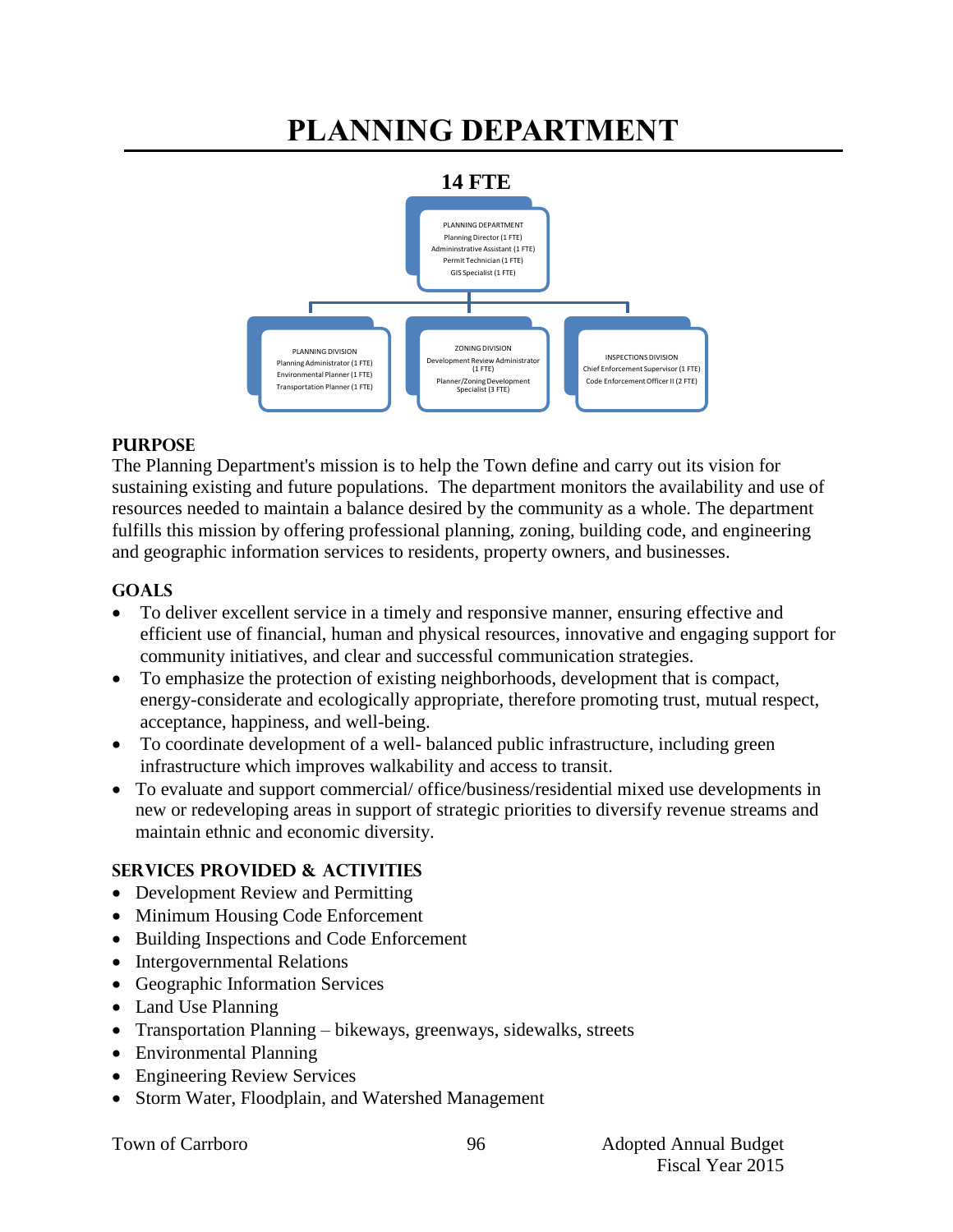# PLANNING DEPARTMENT

**14 FTE**

PLANNING DEPARTMENT
Planning Director (1 FTE)
Admininstrative Assistant (1 FTE)
Permit Technician (1 FTE)
GIS Specialist (1 FTE)

PLANNING DIVISION
Planning Administrator (1 FTE)
Environmental Planner (1 FTE)
Transportation Planner (1 FTE)

ZONING DIVISION
Development Review Administrator (1 FTE)
Planner/Zoning Development Specialist (3 FTE)

INSPECTIONS DIVISION
Chief Enforcement Supervisor (1 FTE)
Code Enforcement Officer II (2 FTE)

## PURPOSE

The Planning Department's mission is to help the Town define and carry out its vision for sustaining existing and future populations. The department monitors the availability and use of resources needed to maintain a balance desired by the community as a whole. The department fulfills this mission by offering professional planning, zoning, building code, and engineering and geographic information services to residents, property owners, and businesses.

## GOALS

- To deliver excellent service in a timely and responsive manner, ensuring effective and efficient use of financial, human and physical resources, innovative and engaging support for community initiatives, and clear and successful communication strategies.
- To emphasize the protection of existing neighborhoods, development that is compact, energy-considerate and ecologically appropriate, therefore promoting trust, mutual respect, acceptance, happiness, and well-being.
- To coordinate development of a well- balanced public infrastructure, including green infrastructure which improves walkability and access to transit.
- To evaluate and support commercial/ office/business/residential mixed use developments in new or redeveloping areas in support of strategic priorities to diversify revenue streams and maintain ethnic and economic diversity.

## SERVICES PROVIDED & ACTIVITIES

- Development Review and Permitting
- Minimum Housing Code Enforcement
- Building Inspections and Code Enforcement
- Intergovernmental Relations
- Geographic Information Services
- Land Use Planning
- Transportation Planning – bikeways, greenways, sidewalks, streets
- Environmental Planning
- Engineering Review Services
- Storm Water, Floodplain, and Watershed Management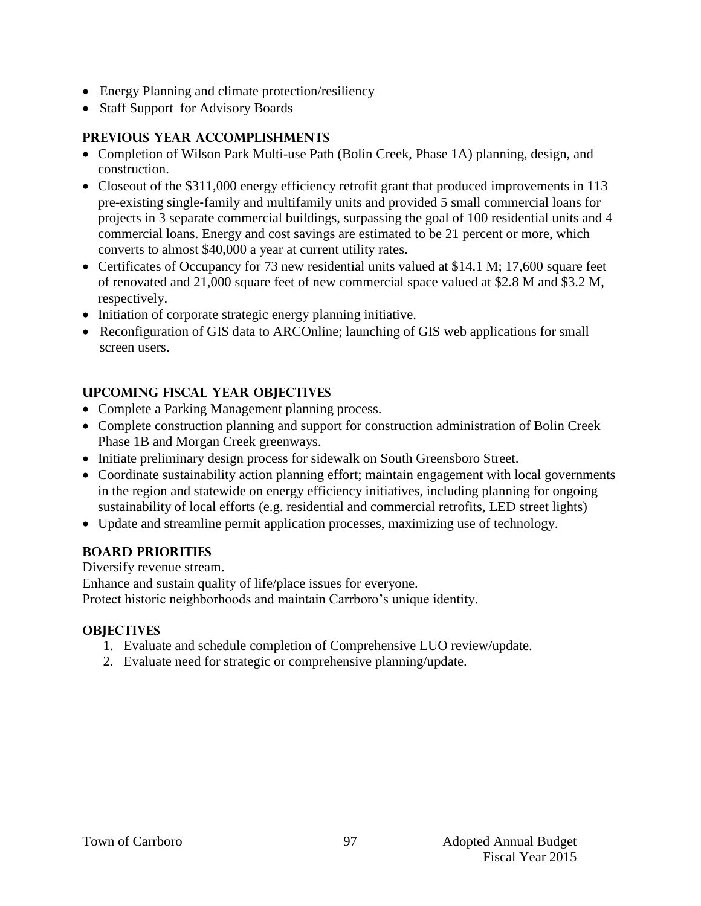- Energy Planning and climate protection/resiliency
- Staff Support for Advisory Boards

## PREVIOUS YEAR ACCOMPLISHMENTS

- Completion of Wilson Park Multi-use Path (Bolin Creek, Phase 1A) planning, design, and construction.
- Closeout of the $311,000 energy efficiency retrofit grant that produced improvements in 113 pre-existing single-family and multifamily units and provided 5 small commercial loans for projects in 3 separate commercial buildings, surpassing the goal of 100 residential units and 4 commercial loans. Energy and cost savings are estimated to be 21 percent or more, which converts to almost $40,000 a year at current utility rates.
- Certificates of Occupancy for 73 new residential units valued at $14.1 M; 17,600 square feet of renovated and 21,000 square feet of new commercial space valued at $2.8 M and $3.2 M, respectively.
- Initiation of corporate strategic energy planning initiative.
- Reconfiguration of GIS data to ARCOnline; launching of GIS web applications for small screen users.

## UPCOMING FISCAL YEAR OBJECTIVES

- Complete a Parking Management planning process.
- Complete construction planning and support for construction administration of Bolin Creek Phase 1B and Morgan Creek greenways.
- Initiate preliminary design process for sidewalk on South Greensboro Street.
- Coordinate sustainability action planning effort; maintain engagement with local governments in the region and statewide on energy efficiency initiatives, including planning for ongoing sustainability of local efforts (e.g. residential and commercial retrofits, LED street lights)
- Update and streamline permit application processes, maximizing use of technology.

## BOARD PRIORITIES

Diversify revenue stream.

Enhance and sustain quality of life/place issues for everyone.

Protect historic neighborhoods and maintain Carrboro's unique identity.

## OBJECTIVES

1. Evaluate and schedule completion of Comprehensive LUO review/update.
2. Evaluate need for strategic or comprehensive planning/update.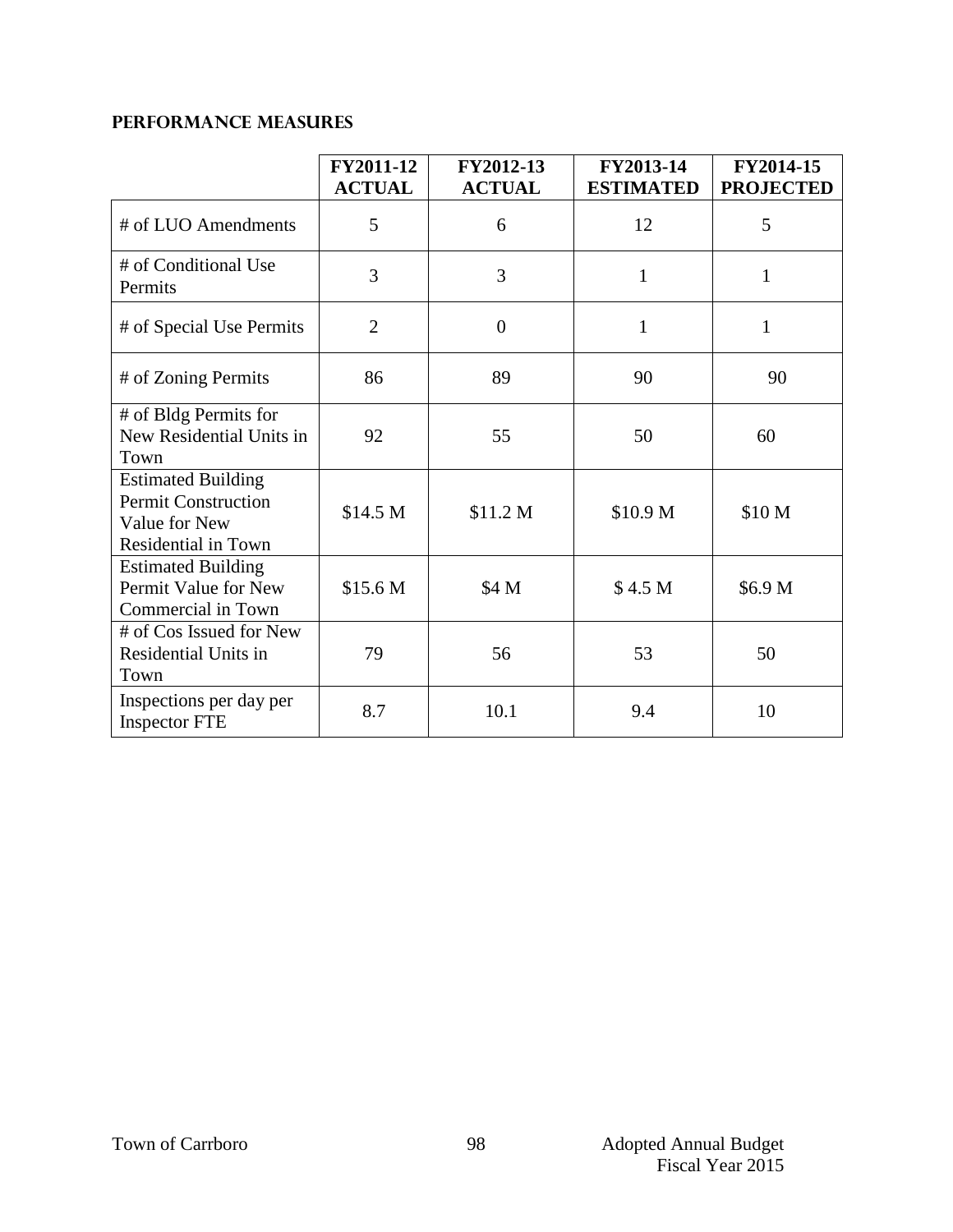## PERFORMANCE MEASURES

| | FY2011-12 ACTUAL | FY2012-13 ACTUAL | FY2013-14 ESTIMATED | FY2014-15 PROJECTED |
|---|---|---|---|---|
| # of LUO Amendments | 5 | 6 | 12 | 5 |
| # of Conditional Use Permits | 3 | 3 | 1 | 1 |
| # of Special Use Permits | 2 | 0 | 1 | 1 |
| # of Zoning Permits | 86 | 89 | 90 | 90 |
| # of Bldg Permits for New Residential Units in Town | 92 | 55 | 50 | 60 |
| Estimated Building Permit Construction Value for New Residential in Town | $14.5 M | $11.2 M | $10.9 M | $10 M |
| Estimated Building Permit Value for New Commercial in Town | $15.6 M | $4 M | $ 4.5 M | $6.9 M |
| # of Cos Issued for New Residential Units in Town | 79 | 56 | 53 | 50 |
| Inspections per day per Inspector FTE | 8.7 | 10.1 | 9.4 | 10 |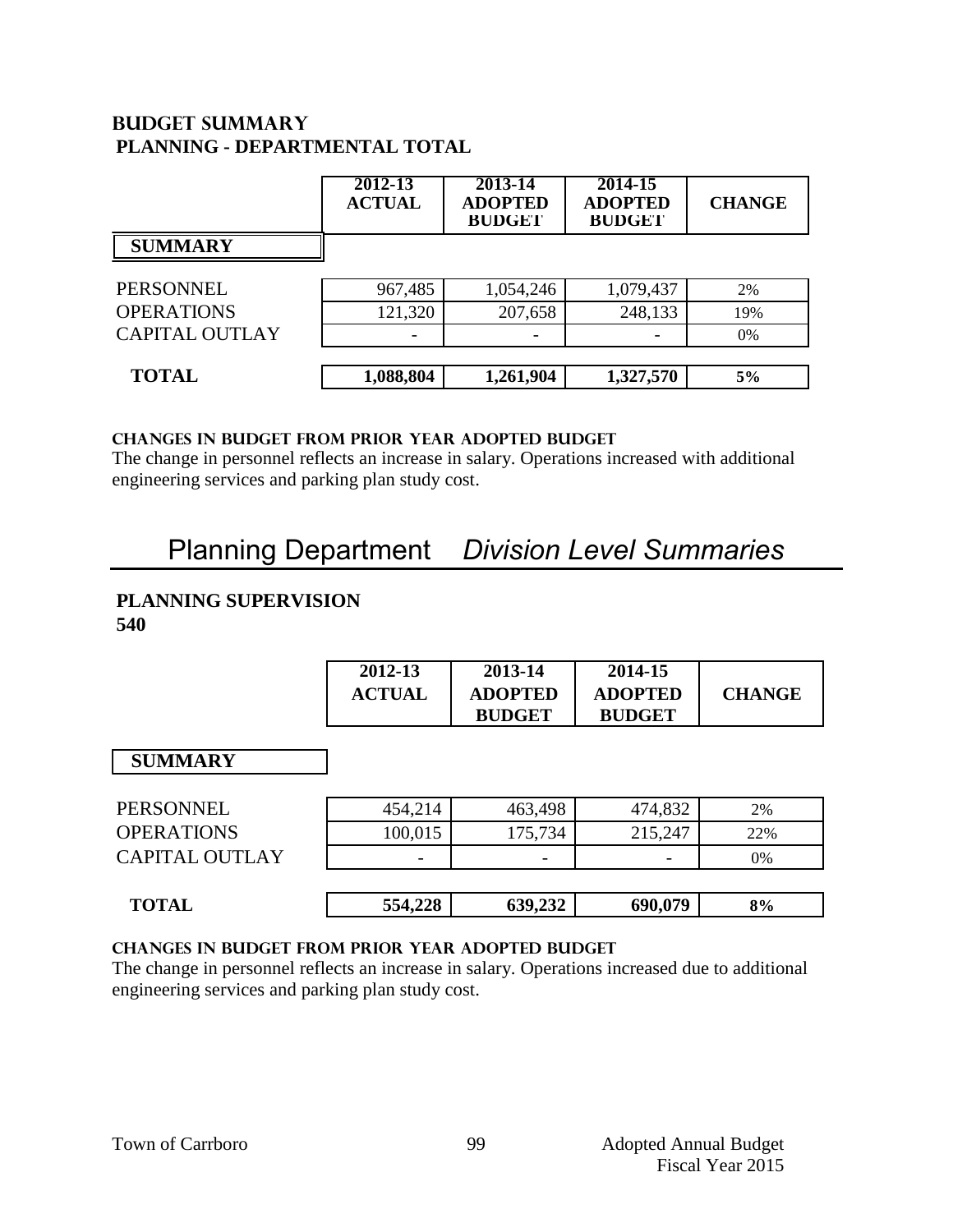## BUDGET SUMMARY

### PLANNING - DEPARTMENTAL TOTAL

| SUMMARY | 2012-13 ACTUAL | 2013-14 ADOPTED BUDGET | 2014-15 ADOPTED BUDGET | CHANGE |
|---|---|---|---|---|
| PERSONNEL | 967,485 | 1,054,246 | 1,079,437 | 2% |
| OPERATIONS | 121,320 | 207,658 | 248,133 | 19% |
| CAPITAL OUTLAY | - | - | - | 0% |
| **TOTAL** | **1,088,804** | **1,261,904** | **1,327,570** | **5%** |

**CHANGES IN BUDGET FROM PRIOR YEAR ADOPTED BUDGET**

The change in personnel reflects an increase in salary. Operations increased with additional engineering services and parking plan study cost.

# Planning Department *Division Level Summaries*

### PLANNING SUPERVISION
**540**

| SUMMARY | 2012-13 ACTUAL | 2013-14 ADOPTED BUDGET | 2014-15 ADOPTED BUDGET | CHANGE |
|---|---|---|---|---|
| PERSONNEL | 454,214 | 463,498 | 474,832 | 2% |
| OPERATIONS | 100,015 | 175,734 | 215,247 | 22% |
| CAPITAL OUTLAY | - | - | - | 0% |
| **TOTAL** | **554,228** | **639,232** | **690,079** | **8%** |

**CHANGES IN BUDGET FROM PRIOR YEAR ADOPTED BUDGET**

The change in personnel reflects an increase in salary. Operations increased due to additional engineering services and parking plan study cost.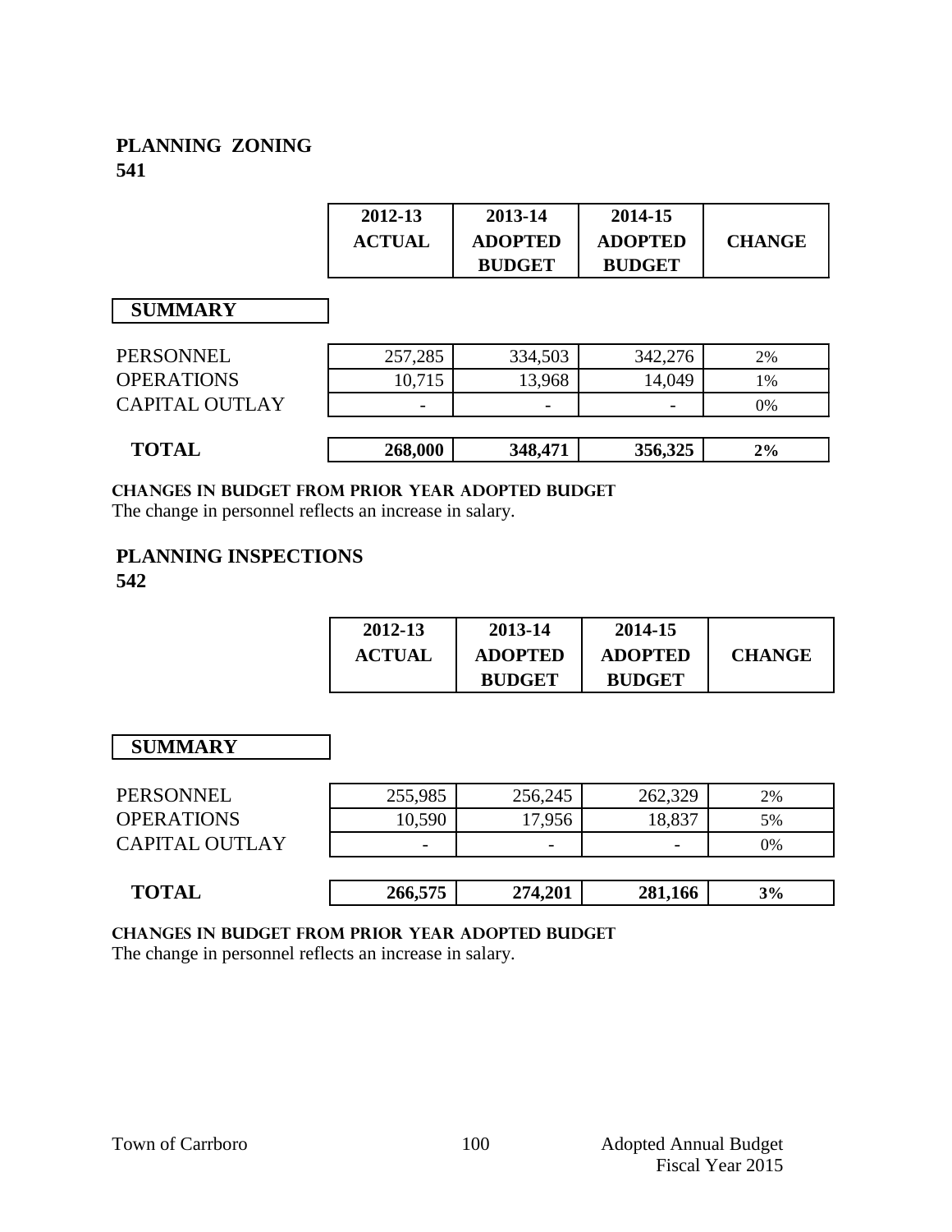## PLANNING ZONING
## 541

| | 2012-13 ACTUAL | 2013-14 ADOPTED BUDGET | 2014-15 ADOPTED BUDGET | CHANGE |
|---|---|---|---|---|
| **SUMMARY** | | | | |
| PERSONNEL | 257,285 | 334,503 | 342,276 | 2% |
| OPERATIONS | 10,715 | 13,968 | 14,049 | 1% |
| CAPITAL OUTLAY | - | - | - | 0% |
| **TOTAL** | **268,000** | **348,471** | **356,325** | **2%** |

**CHANGES IN BUDGET FROM PRIOR YEAR ADOPTED BUDGET**

The change in personnel reflects an increase in salary.

## PLANNING INSPECTIONS
## 542

| | 2012-13 ACTUAL | 2013-14 ADOPTED BUDGET | 2014-15 ADOPTED BUDGET | CHANGE |
|---|---|---|---|---|
| **SUMMARY** | | | | |
| PERSONNEL | 255,985 | 256,245 | 262,329 | 2% |
| OPERATIONS | 10,590 | 17,956 | 18,837 | 5% |
| CAPITAL OUTLAY | - | - | - | 0% |
| **TOTAL** | **266,575** | **274,201** | **281,166** | **3%** |

**CHANGES IN BUDGET FROM PRIOR YEAR ADOPTED BUDGET**

The change in personnel reflects an increase in salary.